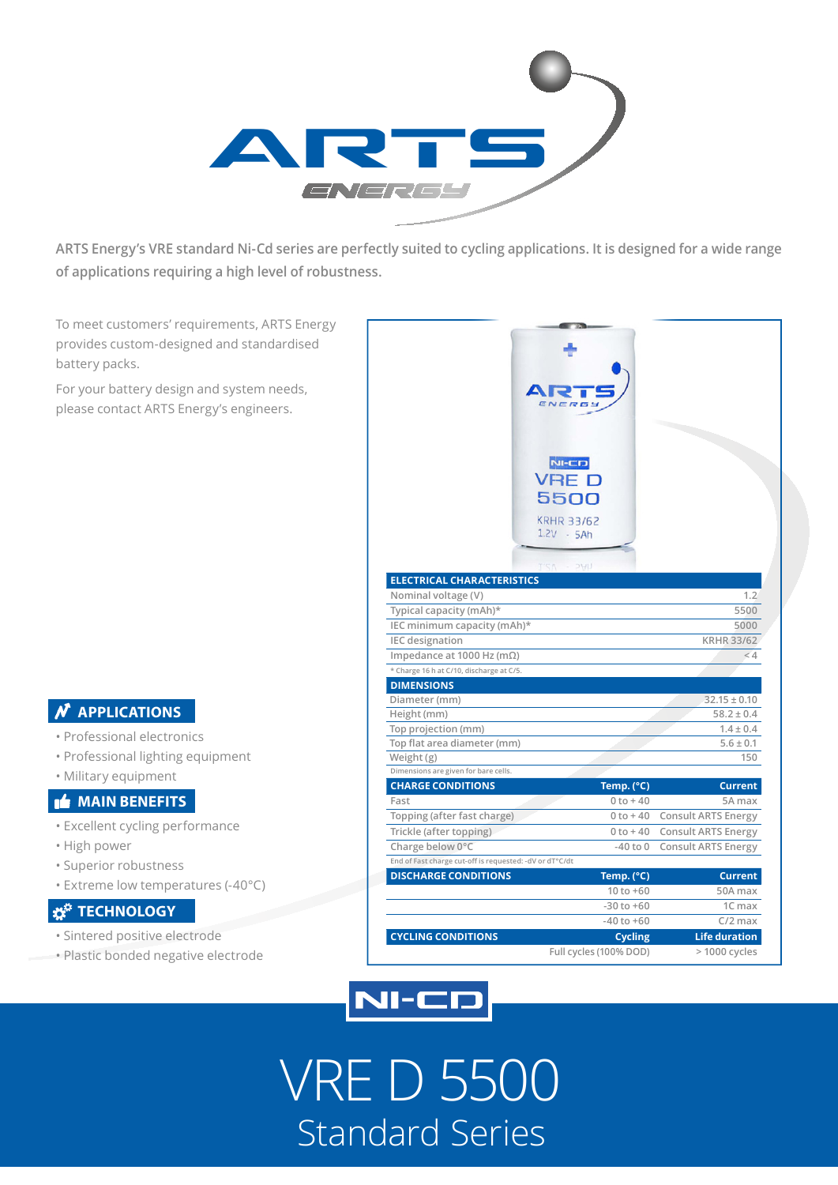ARTS Energy's VRE standard Ni-Cd series are perfectly suited to cycling applications. It is designed for a wide range of applications requiring a high level of robustness.

To meet customers' requirements, ARTS Energy provides custom-designed and standardised battery packs.

For your battery design and system needs, please contact ARTS Energy's engineers.

## APPLICATIONS

- Professional electronics
- Professional lighting equipment
- Military equipment

## MAIN BENEFITS

- Excellent cycling performance
- High power
- Superior robustness
- Extreme low temperatures (-40°C)

## TECHNOLOGY

- Sintered positive electrode
- Plastic bonded negative electrode

| ELECTRICAL CHARACTERISTICS | |
|---|---|
| Nominal voltage (V) | 1.2 |
| Typical capacity (mAh)* | 5500 |
| IEC minimum capacity (mAh)* | 5000 |
| IEC designation | KRHR 33/62 |
| Impedance at 1000 Hz (mΩ) | < 4 |

\* Charge 16 h at C/10, discharge at C/5.

| DIMENSIONS | |
|---|---|
| Diameter (mm) | 32.15 ± 0.10 |
| Height (mm) | 58.2 ± 0.4 |
| Top projection (mm) | 1.4 ± 0.4 |
| Top flat area diameter (mm) | 5.6 ± 0.1 |
| Weight (g) | 150 |

Dimensions are given for bare cells.

| CHARGE CONDITIONS | Temp. (°C) | Current |
|---|---|---|
| Fast | 0 to + 40 | 5A max |
| Topping (after fast charge) | 0 to + 40 | Consult ARTS Energy |
| Trickle (after topping) | 0 to + 40 | Consult ARTS Energy |
| Charge below 0°C | -40 to 0 | Consult ARTS Energy |

End of Fast charge cut-off is requested: -dV or dT°C/dt

| DISCHARGE CONDITIONS | Temp. (°C) | Current |
|---|---|---|
| | 10 to +60 | 50A max |
| | -30 to +60 | 1C max |
| | -40 to +60 | C/2 max |

| CYCLING CONDITIONS | Cycling | Life duration |
|---|---|---|
| | Full cycles (100% DOD) | > 1000 cycles |

NI-CD

# VRE D 5500

## Standard Series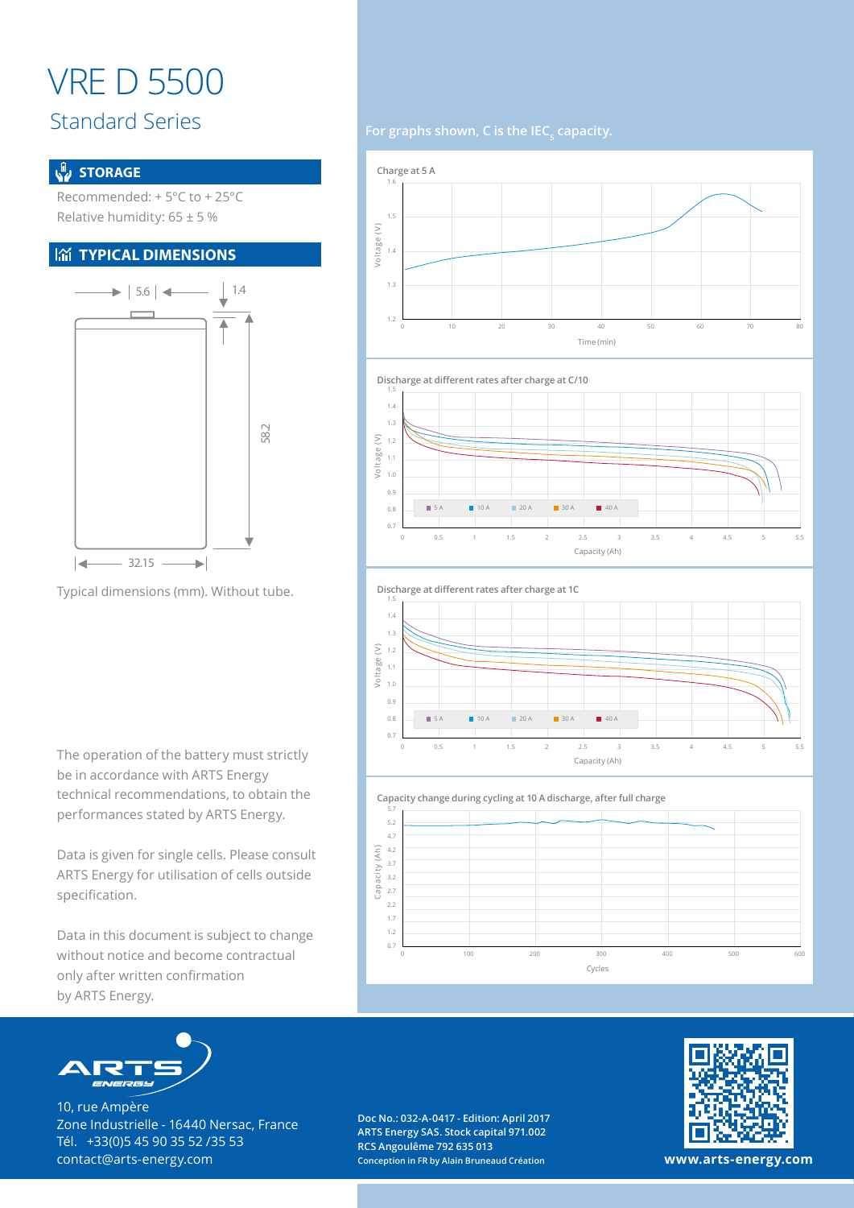# VRE D 5500

## Standard Series

### STORAGE

Recommended: + 5°C to + 25°C
Relative humidity: 65 ± 5 %

### TYPICAL DIMENSIONS

5.6
1.4
58.2
32.15

Typical dimensions (mm). Without tube.

The operation of the battery must strictly be in accordance with ARTS Energy technical recommendations, to obtain the performances stated by ARTS Energy.

Data is given for single cells. Please consult ARTS Energy for utilisation of cells outside specification.

Data in this document is subject to change without notice and become contractual only after written confirmation by ARTS Energy.

**For graphs shown, C is the IEC$_5$ capacity.**

Charge at 5 A

Voltage (V)
1.6
1.5
1.4
1.3
1.2
0 10 20 30 40 50 60 70 80
Time (min)

Discharge at different rates after charge at C/10

Voltage (V)
1.5
1.4
1.3
1.2
1.1
1.0
0.9
0.8
0.7
5 A 10 A 20 A 30 A 40 A
0 0.5 1 1.5 2 2.5 3 3.5 4 4.5 5 5.5
Capacity (Ah)

Discharge at different rates after charge at 1C

Voltage (V)
1.5
1.4
1.3
1.2
1.1
1.0
0.9
0.8
0.7
5 A 10 A 20 A 30 A 40 A
0 0.5 1 1.5 2 2.5 3 3.5 4 4.5 5 5.5
Capacity (Ah)

Capacity change during cycling at 10 A discharge, after full charge

Capacity (Ah)
5.7
5.2
4.7
4.2
3.7
3.2
2.7
2.2
1.7
1.2
0.7
0 100 200 300 400 500 600
Cycles

10, rue Ampère
Zone Industrielle - 16440 Nersac, France
Tél. +33(0)5 45 90 35 52 /35 53
contact@arts-energy.com

**Doc No.: 032-A-0417 - Edition: April 2017**
**ARTS Energy SAS. Stock capital 971.002**
**RCS Angoulême 792 635 013**
**Conception in FR by Alain Bruneaud Création**

**www.arts-energy.com**